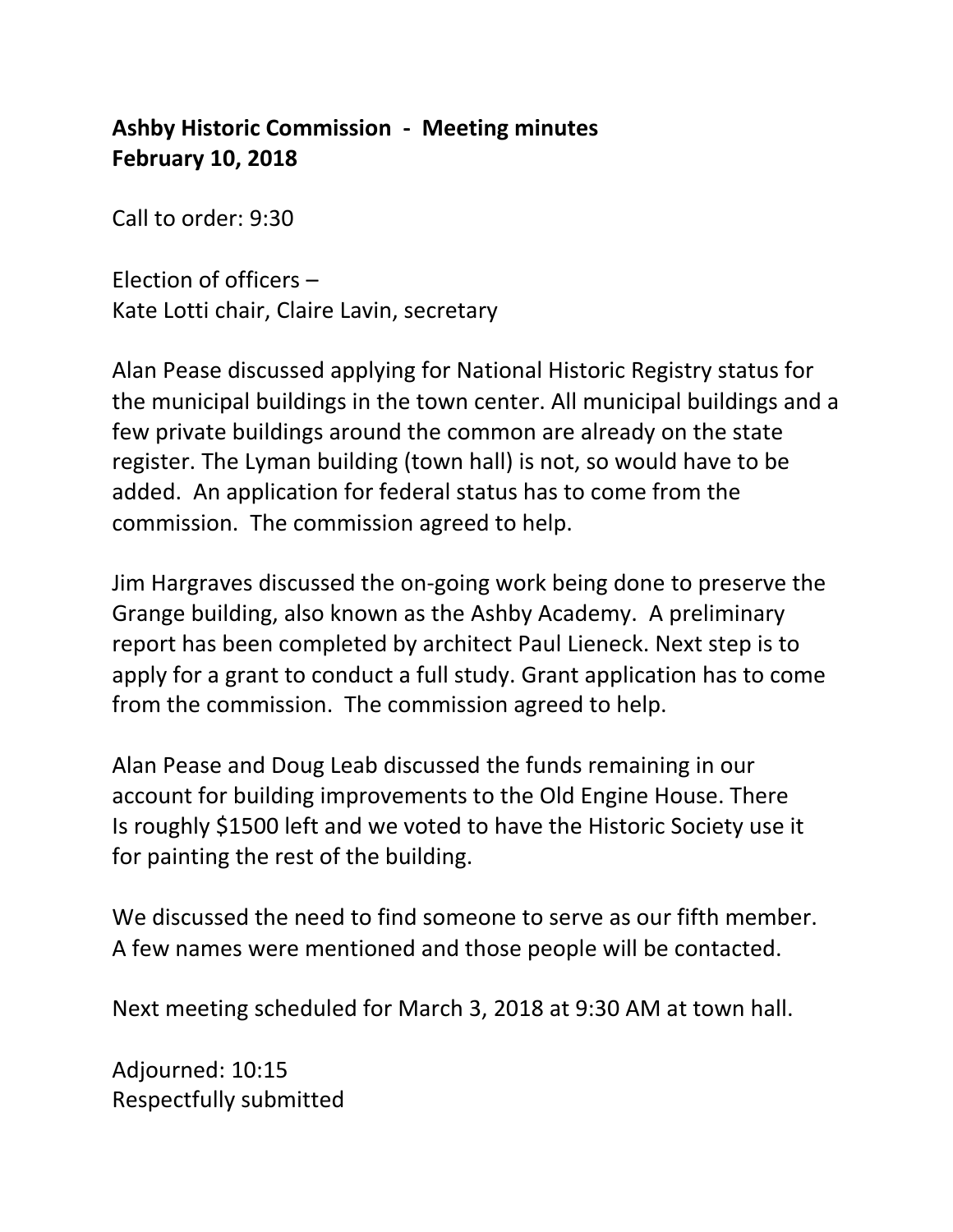**Ashby Historic Commission - Meeting minutes**
**February 10, 2018**

Call to order: 9:30

Election of officers –
Kate Lotti chair, Claire Lavin, secretary

Alan Pease discussed applying for National Historic Registry status for the municipal buildings in the town center. All municipal buildings and a few private buildings around the common are already on the state register. The Lyman building (town hall) is not, so would have to be added. An application for federal status has to come from the commission. The commission agreed to help.

Jim Hargraves discussed the on-going work being done to preserve the Grange building, also known as the Ashby Academy. A preliminary report has been completed by architect Paul Lieneck. Next step is to apply for a grant to conduct a full study. Grant application has to come from the commission. The commission agreed to help.

Alan Pease and Doug Leab discussed the funds remaining in our account for building improvements to the Old Engine House. There Is roughly $1500 left and we voted to have the Historic Society use it for painting the rest of the building.

We discussed the need to find someone to serve as our fifth member. A few names were mentioned and those people will be contacted.

Next meeting scheduled for March 3, 2018 at 9:30 AM at town hall.

Adjourned: 10:15
Respectfully submitted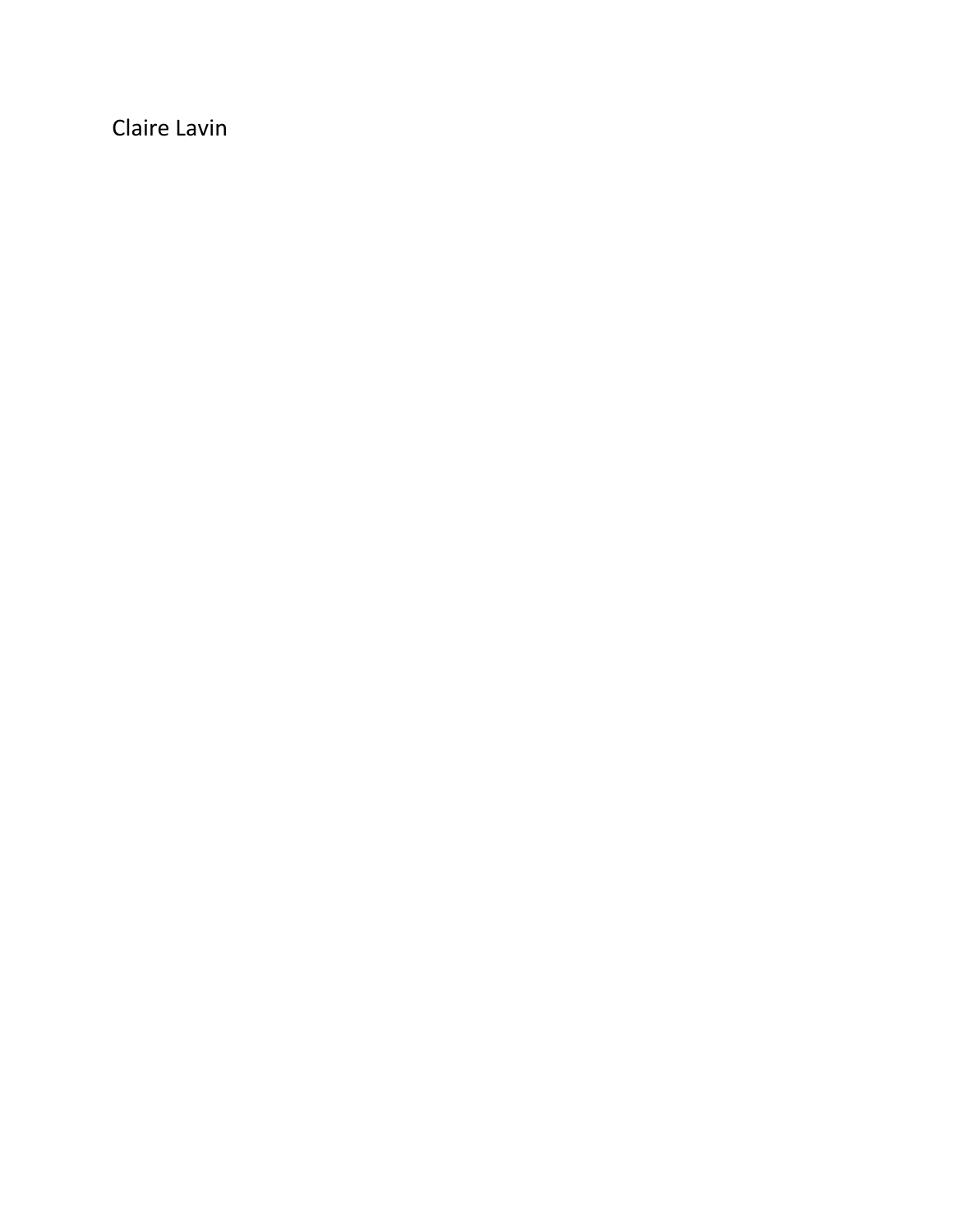Claire Lavin